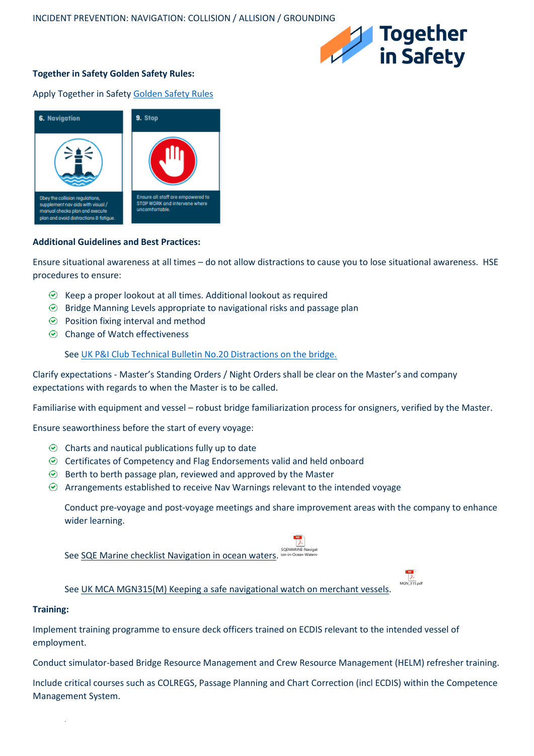INCIDENT PREVENTION: NAVIGATION: COLLISION / ALLISION / GROUNDING

Together in Safety

**Together in Safety Golden Safety Rules:**

Apply Together in Safety Golden Safety Rules

| 6. Navigation | 9. Stop |
| --- | --- |
| Obey the collision regulations, supplement nav aids with visual / manual checks plan and execute plan and avoid distractions & fatigue. | Ensure all staff are empowered to STOP WORK and intervene where uncomfortable. |

**Additional Guidelines and Best Practices:**

Ensure situational awareness at all times – do not allow distractions to cause you to lose situational awareness. HSE procedures to ensure:

- Keep a proper lookout at all times. Additional lookout as required
- Bridge Manning Levels appropriate to navigational risks and passage plan
- Position fixing interval and method
- Change of Watch effectiveness

See UK P&I Club Technical Bulletin No.20 Distractions on the bridge.

Clarify expectations - Master's Standing Orders / Night Orders shall be clear on the Master's and company expectations with regards to when the Master is to be called.

Familiarise with equipment and vessel – robust bridge familiarization process for onsigners, verified by the Master.

Ensure seaworthiness before the start of every voyage:

- Charts and nautical publications fully up to date
- Certificates of Competency and Flag Endorsements valid and held onboard
- Berth to berth passage plan, reviewed and approved by the Master
- Arrangements established to receive Nav Warnings relevant to the intended voyage

Conduct pre-voyage and post-voyage meetings and share improvement areas with the company to enhance wider learning.

See SQE Marine checklist Navigation in ocean waters.

See UK MCA MGN315(M) Keeping a safe navigational watch on merchant vessels.

**Training:**

Implement training programme to ensure deck officers trained on ECDIS relevant to the intended vessel of employment.

Conduct simulator-based Bridge Resource Management and Crew Resource Management (HELM) refresher training.

Include critical courses such as COLREGS, Passage Planning and Chart Correction (incl ECDIS) within the Competence Management System.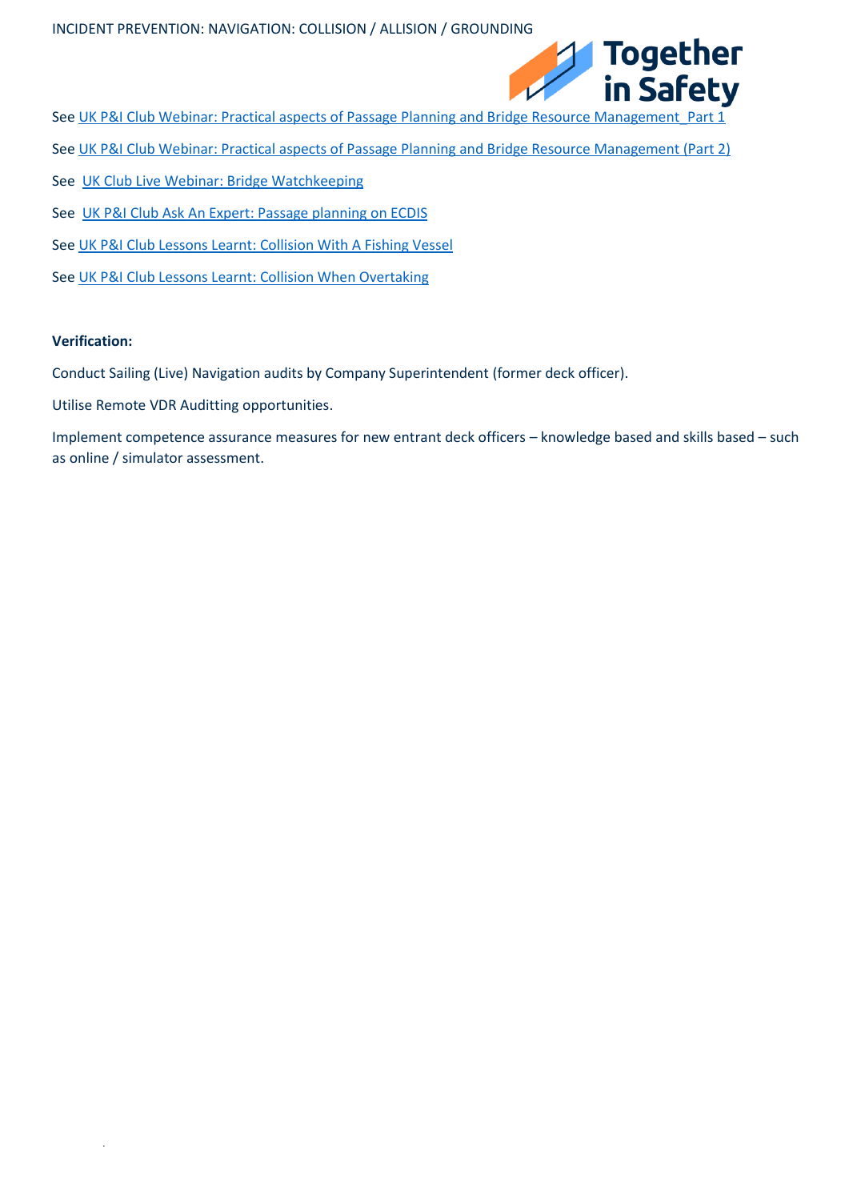See UK P&I Club Webinar: Practical aspects of Passage Planning and Bridge Resource Management_Part 1

See UK P&I Club Webinar: Practical aspects of Passage Planning and Bridge Resource Management (Part 2)

See UK Club Live Webinar: Bridge Watchkeeping

See UK P&I Club Ask An Expert: Passage planning on ECDIS

See UK P&I Club Lessons Learnt: Collision With A Fishing Vessel

See UK P&I Club Lessons Learnt: Collision When Overtaking

**Verification:**

Conduct Sailing (Live) Navigation audits by Company Superintendent (former deck officer).

Utilise Remote VDR Auditting opportunities.

Implement competence assurance measures for new entrant deck officers – knowledge based and skills based – such as online / simulator assessment.